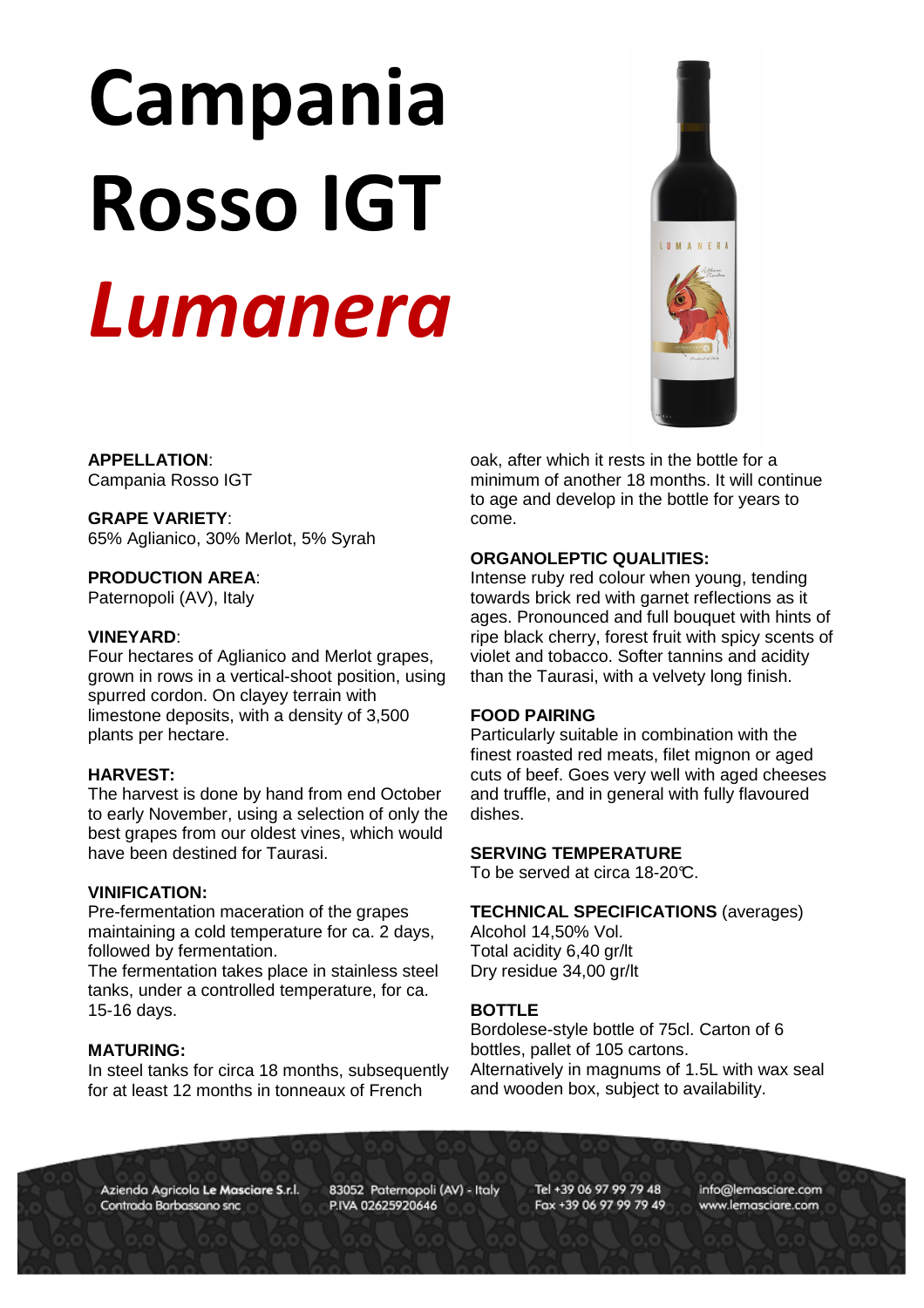# Campania Rosso IGT *Lumanera*

**APPELLATION**:
Campania Rosso IGT

**GRAPE VARIETY**:
65% Aglianico, 30% Merlot, 5% Syrah

**PRODUCTION AREA**:
Paternopoli (AV), Italy

**VINEYARD**:
Four hectares of Aglianico and Merlot grapes, grown in rows in a vertical-shoot position, using spurred cordon. On clayey terrain with limestone deposits, with a density of 3,500 plants per hectare.

**HARVEST:**
The harvest is done by hand from end October to early November, using a selection of only the best grapes from our oldest vines, which would have been destined for Taurasi.

**VINIFICATION:**
Pre-fermentation maceration of the grapes maintaining a cold temperature for ca. 2 days, followed by fermentation.
The fermentation takes place in stainless steel tanks, under a controlled temperature, for ca. 15-16 days.

**MATURING:**
In steel tanks for circa 18 months, subsequently for at least 12 months in tonneaux of French oak, after which it rests in the bottle for a minimum of another 18 months. It will continue to age and develop in the bottle for years to come.

**ORGANOLEPTIC QUALITIES:**
Intense ruby red colour when young, tending towards brick red with garnet reflections as it ages. Pronounced and full bouquet with hints of ripe black cherry, forest fruit with spicy scents of violet and tobacco. Softer tannins and acidity than the Taurasi, with a velvety long finish.

**FOOD PAIRING**
Particularly suitable in combination with the finest roasted red meats, filet mignon or aged cuts of beef. Goes very well with aged cheeses and truffle, and in general with fully flavoured dishes.

**SERVING TEMPERATURE**
To be served at circa 18-20°C.

**TECHNICAL SPECIFICATIONS** (averages)
Alcohol 14,50% Vol.
Total acidity 6,40 gr/lt
Dry residue 34,00 gr/lt

**BOTTLE**
Bordolese-style bottle of 75cl. Carton of 6 bottles, pallet of 105 cartons.
Alternatively in magnums of 1.5L with wax seal and wooden box, subject to availability.

Azienda Agricola **Le Masciare S.r.l.** Contrada Barbassano snc 83052 Paternopoli (AV) - Italy P.IVA 02625920646 Tel +39 06 97 99 79 48 Fax +39 06 97 99 79 49 info@lemasciare.com www.lemasciare.com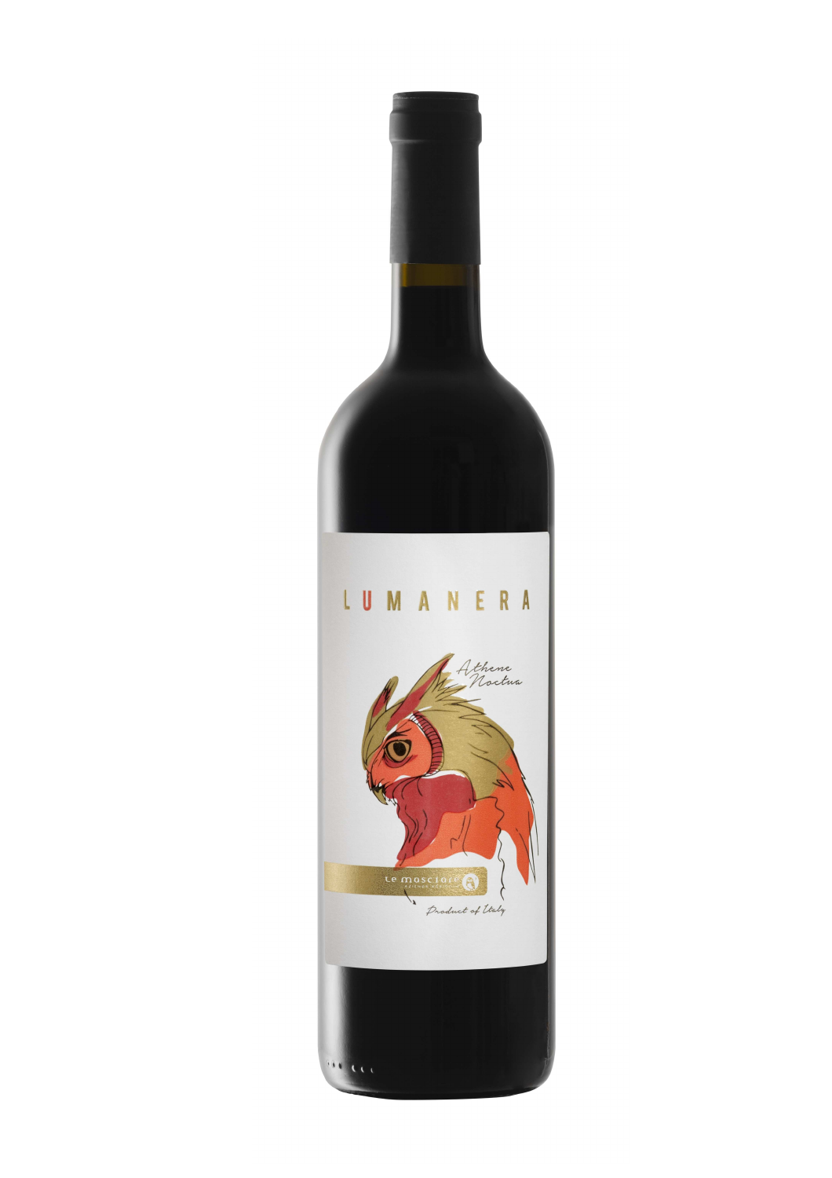LUMANERA

*Athene Noctua*

Le Mosciole

*Product of Italy*